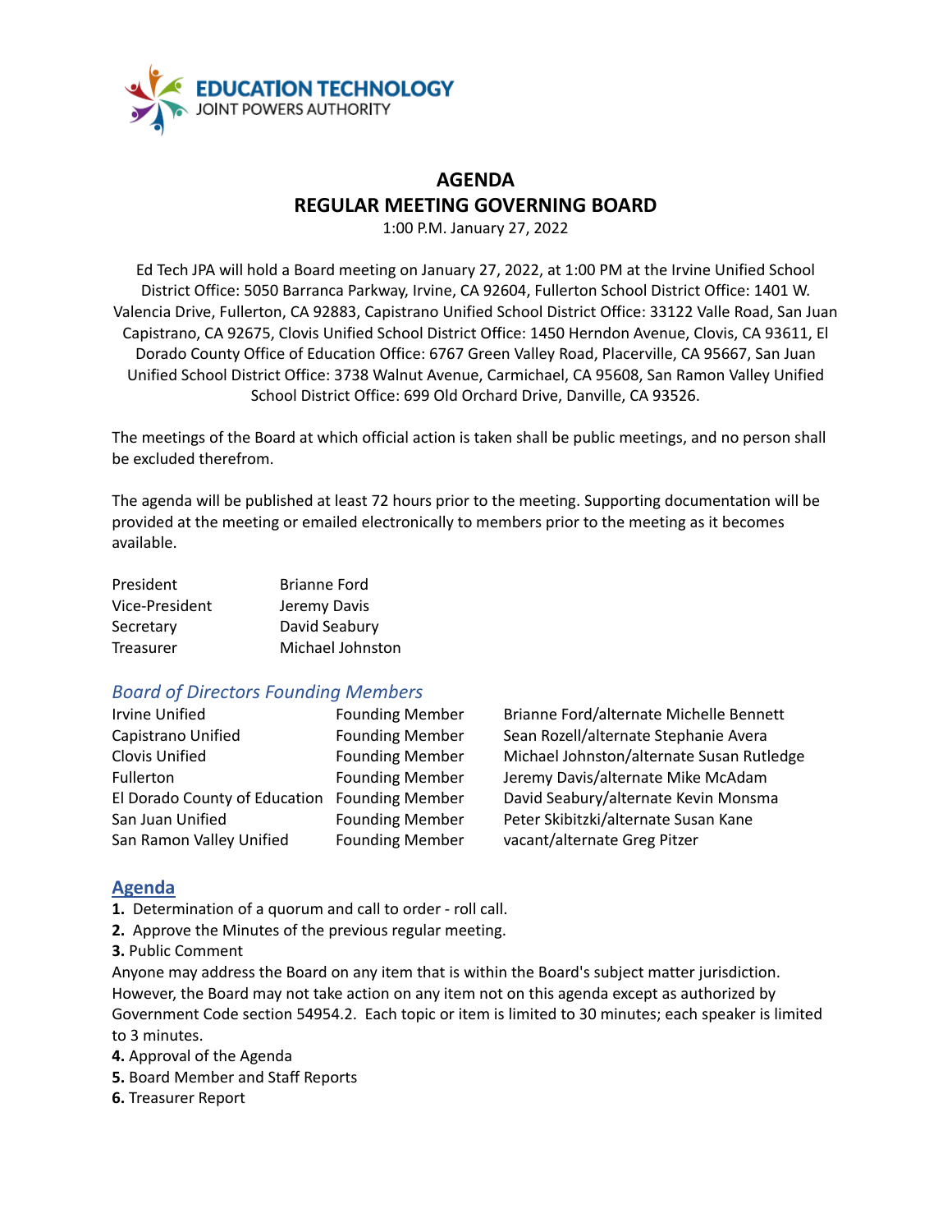EDUCATION TECHNOLOGY
JOINT POWERS AUTHORITY

# AGENDA
## REGULAR MEETING GOVERNING BOARD

1:00 P.M. January 27, 2022

Ed Tech JPA will hold a Board meeting on January 27, 2022, at 1:00 PM at the Irvine Unified School District Office: 5050 Barranca Parkway, Irvine, CA 92604, Fullerton School District Office: 1401 W. Valencia Drive, Fullerton, CA 92883, Capistrano Unified School District Office: 33122 Valle Road, San Juan Capistrano, CA 92675, Clovis Unified School District Office: 1450 Herndon Avenue, Clovis, CA 93611, El Dorado County Office of Education Office: 6767 Green Valley Road, Placerville, CA 95667, San Juan Unified School District Office: 3738 Walnut Avenue, Carmichael, CA 95608, San Ramon Valley Unified School District Office: 699 Old Orchard Drive, Danville, CA 93526.

The meetings of the Board at which official action is taken shall be public meetings, and no person shall be excluded therefrom.

The agenda will be published at least 72 hours prior to the meeting. Supporting documentation will be provided at the meeting or emailed electronically to members prior to the meeting as it becomes available.

| | |
|---|---|
| President | Brianne Ford |
| Vice-President | Jeremy Davis |
| Secretary | David Seabury |
| Treasurer | Michael Johnston |

### *Board of Directors Founding Members*

| | | |
|---|---|---|
| Irvine Unified | Founding Member | Brianne Ford/alternate Michelle Bennett |
| Capistrano Unified | Founding Member | Sean Rozell/alternate Stephanie Avera |
| Clovis Unified | Founding Member | Michael Johnston/alternate Susan Rutledge |
| Fullerton | Founding Member | Jeremy Davis/alternate Mike McAdam |
| El Dorado County of Education | Founding Member | David Seabury/alternate Kevin Monsma |
| San Juan Unified | Founding Member | Peter Skibitzki/alternate Susan Kane |
| San Ramon Valley Unified | Founding Member | vacant/alternate Greg Pitzer |

## Agenda

**1.** Determination of a quorum and call to order - roll call.

**2.** Approve the Minutes of the previous regular meeting.

**3.** Public Comment

Anyone may address the Board on any item that is within the Board's subject matter jurisdiction. However, the Board may not take action on any item not on this agenda except as authorized by Government Code section 54954.2. Each topic or item is limited to 30 minutes; each speaker is limited to 3 minutes.

**4.** Approval of the Agenda

**5.** Board Member and Staff Reports

**6.** Treasurer Report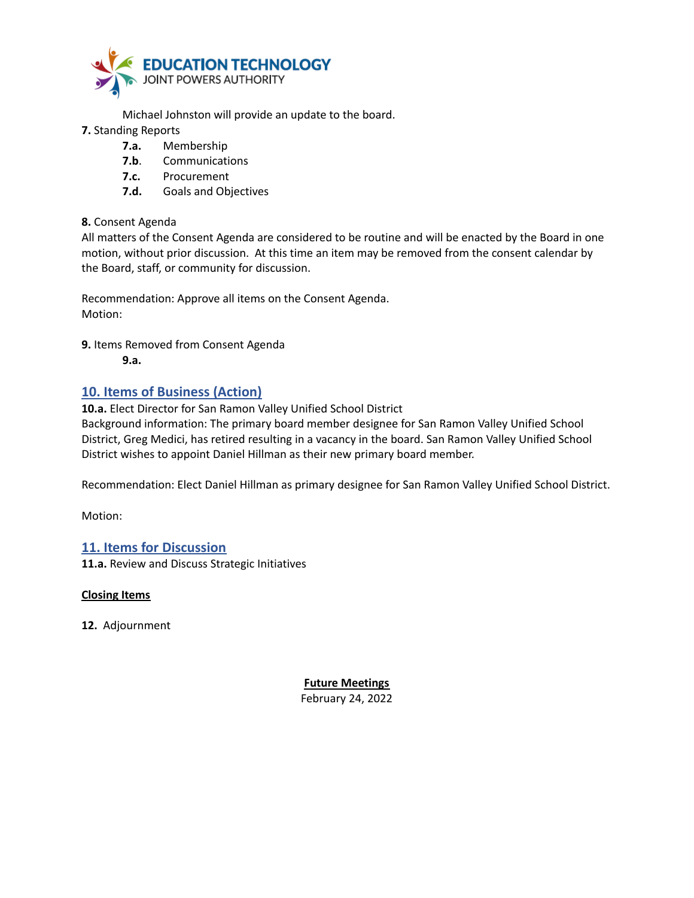Michael Johnston will provide an update to the board.

**7.** Standing Reports

- **7.a.** Membership
- **7.b**. Communications
- **7.c.** Procurement
- **7.d.** Goals and Objectives

**8.** Consent Agenda

All matters of the Consent Agenda are considered to be routine and will be enacted by the Board in one motion, without prior discussion. At this time an item may be removed from the consent calendar by the Board, staff, or community for discussion.

Recommendation: Approve all items on the Consent Agenda.
Motion:

**9.** Items Removed from Consent Agenda

**9.a.**

## 10. Items of Business (Action)

**10.a.** Elect Director for San Ramon Valley Unified School District
Background information: The primary board member designee for San Ramon Valley Unified School District, Greg Medici, has retired resulting in a vacancy in the board. San Ramon Valley Unified School District wishes to appoint Daniel Hillman as their new primary board member.

Recommendation: Elect Daniel Hillman as primary designee for San Ramon Valley Unified School District.

Motion:

## 11. Items for Discussion

**11.a.** Review and Discuss Strategic Initiatives

**Closing Items**

**12.** Adjournment

**Future Meetings**
February 24, 2022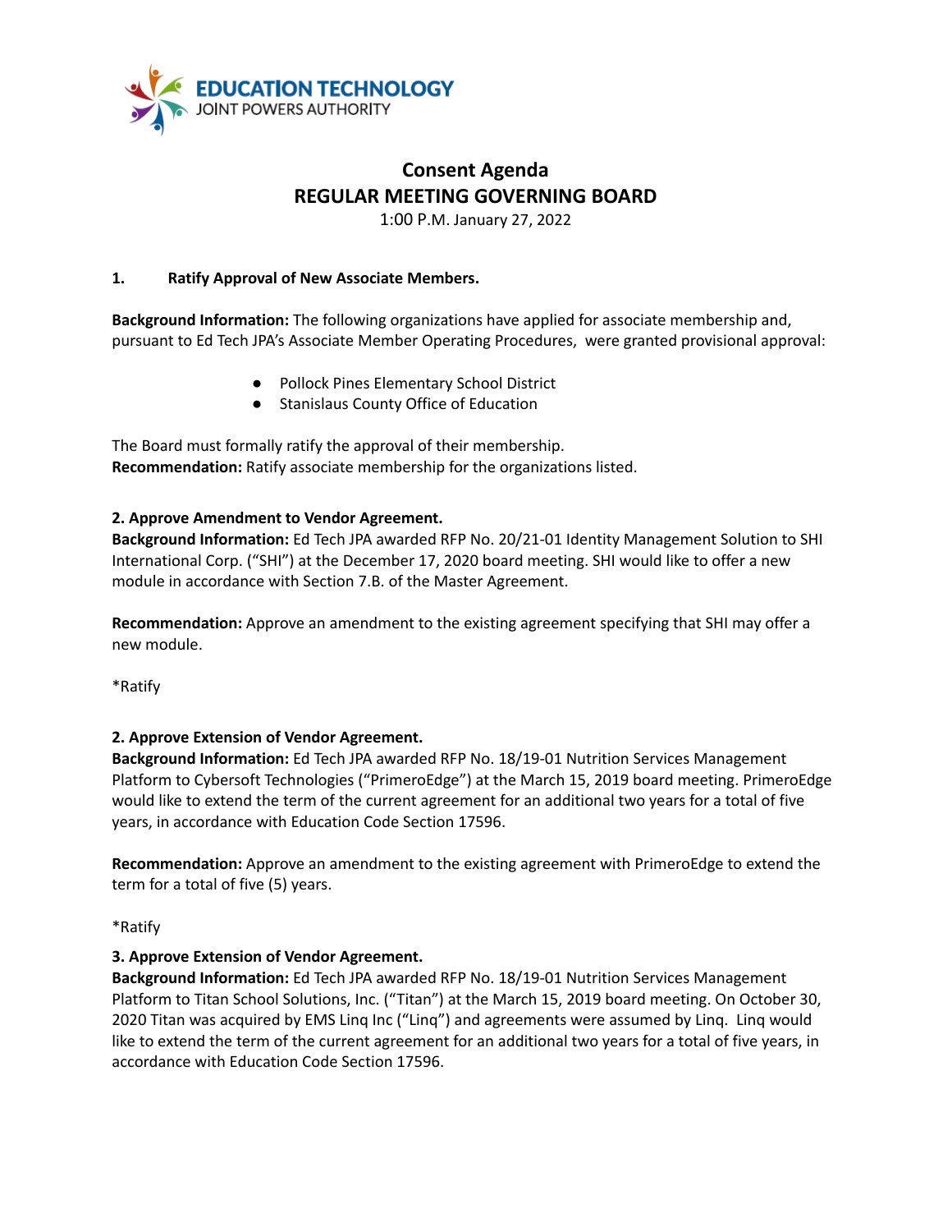**EDUCATION TECHNOLOGY**
JOINT POWERS AUTHORITY

# Consent Agenda
# REGULAR MEETING GOVERNING BOARD

1:00 P.M. January 27, 2022

**1. Ratify Approval of New Associate Members.**

**Background Information:** The following organizations have applied for associate membership and, pursuant to Ed Tech JPA's Associate Member Operating Procedures, were granted provisional approval:

- Pollock Pines Elementary School District
- Stanislaus County Office of Education

The Board must formally ratify the approval of their membership.
**Recommendation:** Ratify associate membership for the organizations listed.

**2. Approve Amendment to Vendor Agreement.**
**Background Information:** Ed Tech JPA awarded RFP No. 20/21-01 Identity Management Solution to SHI International Corp. ("SHI") at the December 17, 2020 board meeting. SHI would like to offer a new module in accordance with Section 7.B. of the Master Agreement.

**Recommendation:** Approve an amendment to the existing agreement specifying that SHI may offer a new module.

*Ratify

**2. Approve Extension of Vendor Agreement.**
**Background Information:** Ed Tech JPA awarded RFP No. 18/19-01 Nutrition Services Management Platform to Cybersoft Technologies ("PrimeroEdge") at the March 15, 2019 board meeting. PrimeroEdge would like to extend the term of the current agreement for an additional two years for a total of five years, in accordance with Education Code Section 17596.

**Recommendation:** Approve an amendment to the existing agreement with PrimeroEdge to extend the term for a total of five (5) years.

*Ratify

**3. Approve Extension of Vendor Agreement.**
**Background Information:** Ed Tech JPA awarded RFP No. 18/19-01 Nutrition Services Management Platform to Titan School Solutions, Inc. ("Titan") at the March 15, 2019 board meeting. On October 30, 2020 Titan was acquired by EMS Linq Inc ("Linq") and agreements were assumed by Linq. Linq would like to extend the term of the current agreement for an additional two years for a total of five years, in accordance with Education Code Section 17596.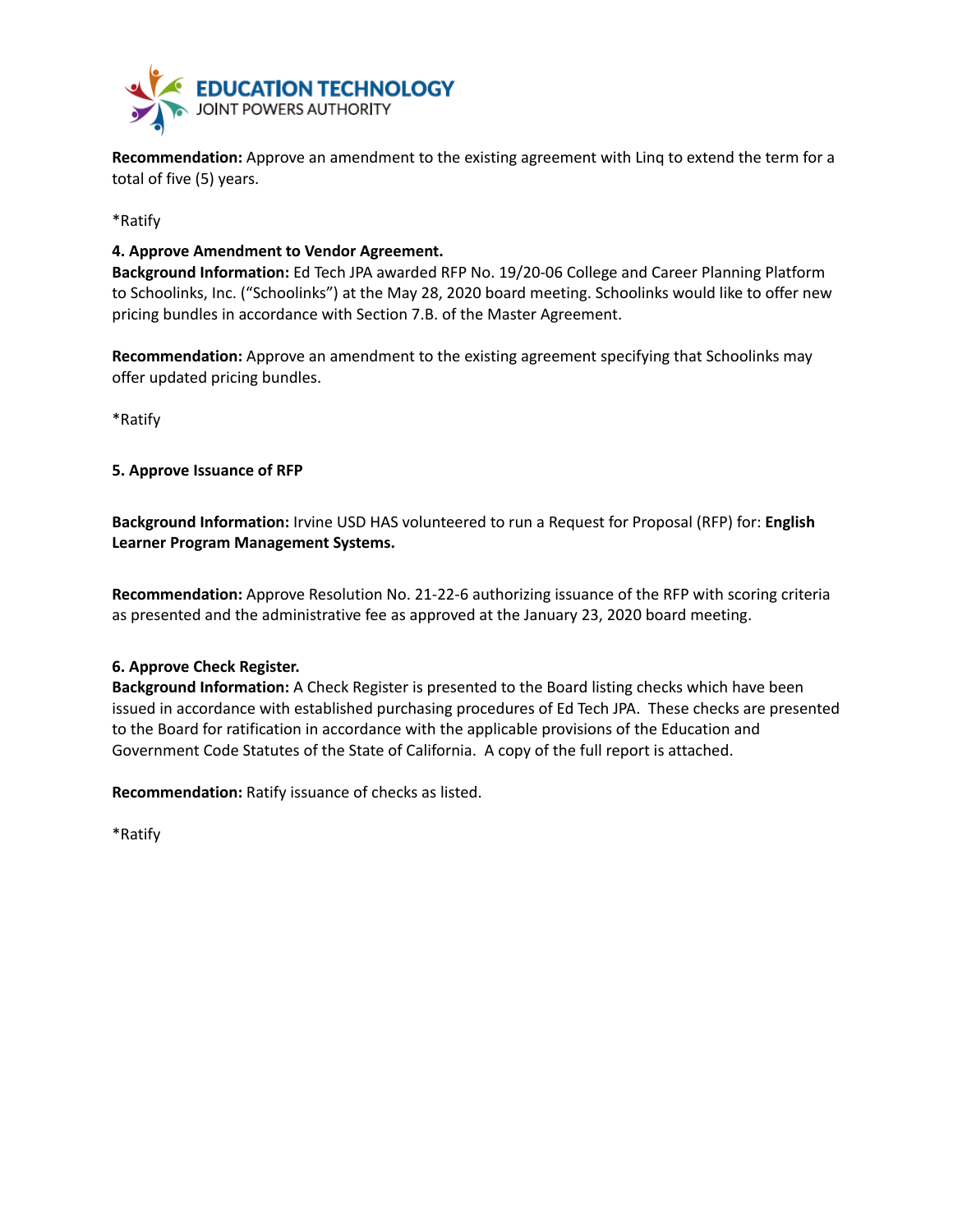**Recommendation:** Approve an amendment to the existing agreement with Linq to extend the term for a total of five (5) years.

*Ratify

**4. Approve Amendment to Vendor Agreement.**
**Background Information:** Ed Tech JPA awarded RFP No. 19/20-06 College and Career Planning Platform to Schoolinks, Inc. ("Schoolinks") at the May 28, 2020 board meeting. Schoolinks would like to offer new pricing bundles in accordance with Section 7.B. of the Master Agreement.

**Recommendation:** Approve an amendment to the existing agreement specifying that Schoolinks may offer updated pricing bundles.

*Ratify

**5. Approve Issuance of RFP**

**Background Information:** Irvine USD HAS volunteered to run a Request for Proposal (RFP) for: **English Learner Program Management Systems.**

**Recommendation:** Approve Resolution No. 21-22-6 authorizing issuance of the RFP with scoring criteria as presented and the administrative fee as approved at the January 23, 2020 board meeting.

**6. Approve Check Register.**
**Background Information:** A Check Register is presented to the Board listing checks which have been issued in accordance with established purchasing procedures of Ed Tech JPA. These checks are presented to the Board for ratification in accordance with the applicable provisions of the Education and Government Code Statutes of the State of California. A copy of the full report is attached.

**Recommendation:** Ratify issuance of checks as listed.

*Ratify